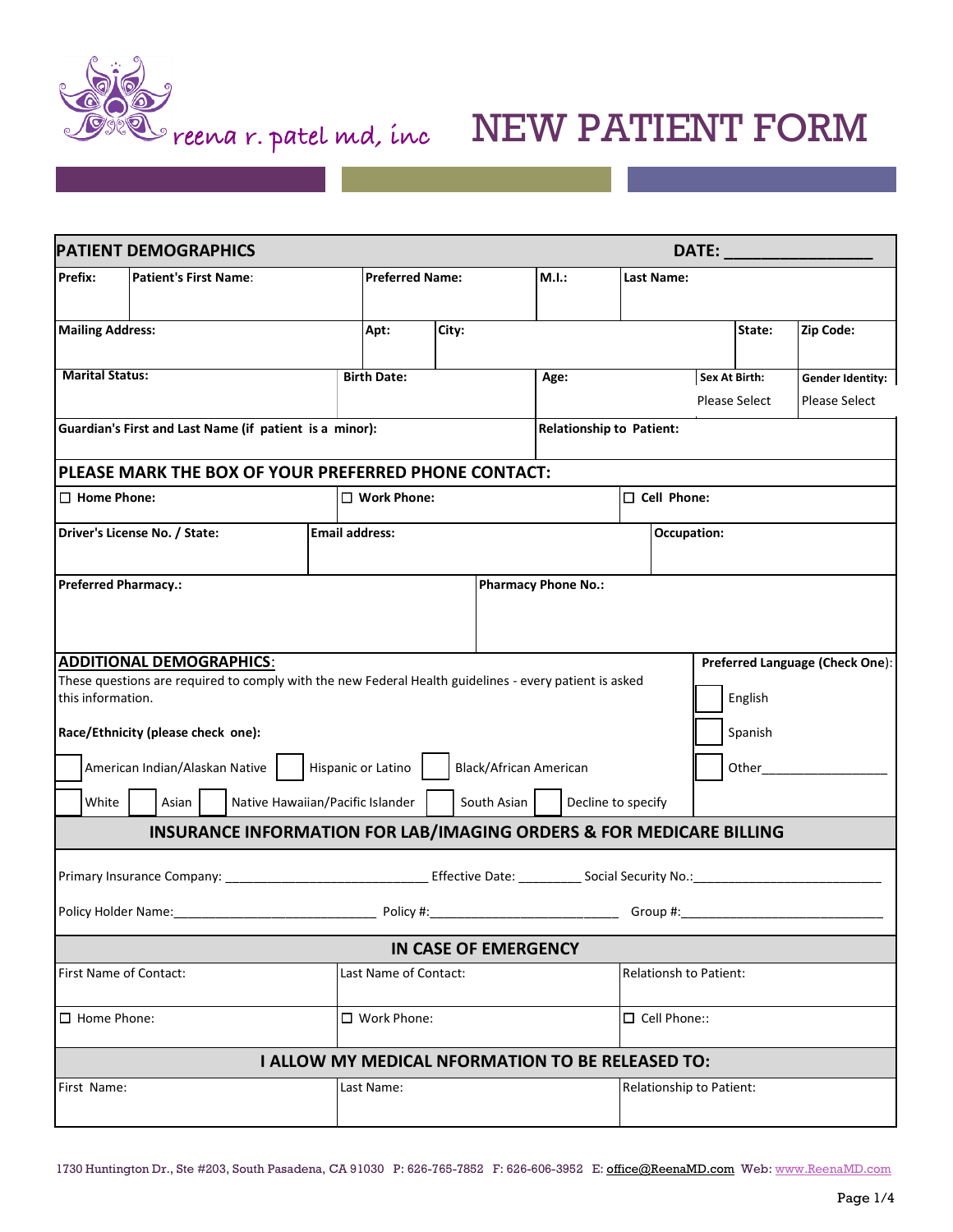reena r. patel md, inc

# NEW PATIENT FORM

## PATIENT DEMOGRAPHICS

**DATE: _______________**

| **Prefix:** | **Patient's First Name**: | **Preferred Name:** | **M.I.:** | **Last Name:** |
|---|---|---|---|---|
| | | | | |

| **Mailing Address:** | **Apt:** | **City:** | **State:** | **Zip Code:** |
|---|---|---|---|---|
| | | | | |

| **Marital Status:** | **Birth Date:** | **Age:** | **Sex At Birth:** | **Gender Identity:** |
|---|---|---|---|---|
| | | | Please Select | Please Select |

| **Guardian's First and Last Name (if patient is a minor):** | **Relationship to Patient:** |
|---|---|
| | |

**PLEASE MARK THE BOX OF YOUR PREFERRED PHONE CONTACT:**

| ☐ **Home Phone:** | ☐ **Work Phone:** | ☐ **Cell Phone:** |
|---|---|---|

| **Driver's License No. / State:** | **Email address:** | **Occupation:** |
|---|---|---|
| | | |

| **Preferred Pharmacy.:** | **Pharmacy Phone No.:** |
|---|---|
| | |

## ADDITIONAL DEMOGRAPHICS:

These questions are required to comply with the new Federal Health guidelines - every patient is asked this information.

**Race/Ethnicity (please check one):**

☐ American Indian/Alaskan Native ☐ Hispanic or Latino ☐ Black/African American

☐ White ☐ Asian ☐ Native Hawaiian/Pacific Islander ☐ South Asian ☐ Decline to specify

**Preferred Language (Check One):**

☐ English

☐ Spanish

☐ Other_________________

## INSURANCE INFORMATION FOR LAB/IMAGING ORDERS & FOR MEDICARE BILLING

Primary Insurance Company: ____________________________ Effective Date: _________ Social Security No.:__________________________

Policy Holder Name:____________________________ Policy #:__________________________ Group #:____________________________

## IN CASE OF EMERGENCY

| First Name of Contact: | Last Name of Contact: | Relationsh to Patient: |
|---|---|---|
| | | |
| ☐ Home Phone: | ☐ Work Phone: | ☐ Cell Phone:: |

## I ALLOW MY MEDICAL NFORMATION TO BE RELEASED TO:

| First Name: | Last Name: | Relationship to Patient: |
|---|---|---|
| | | |

1730 Huntington Dr., Ste #203, South Pasadena, CA 91030 P: 626-765-7852 F: 626-606-3952 E: office@ReenaMD.com Web: www.ReenaMD.com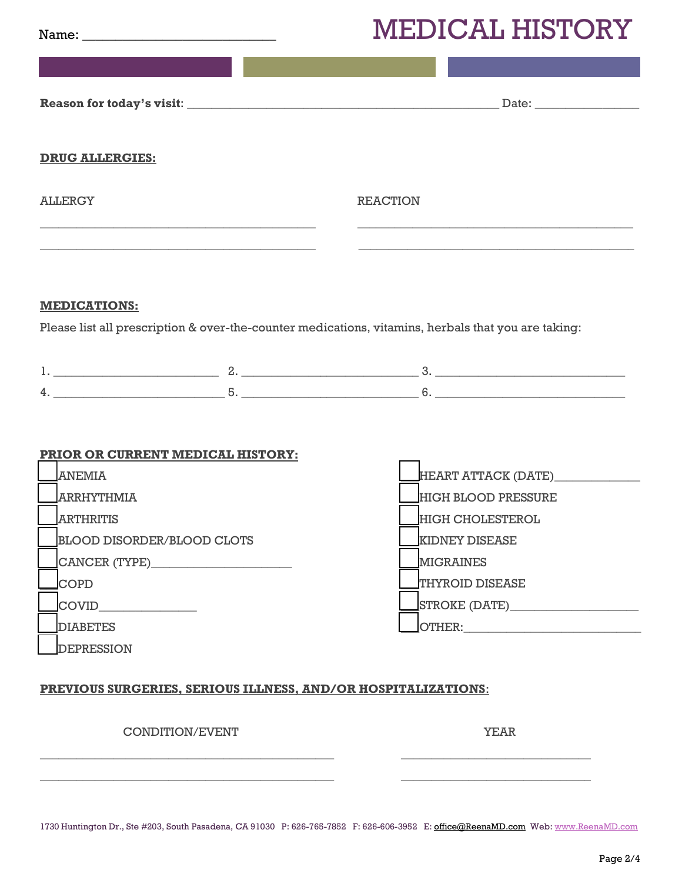Name: ____________________________

# MEDICAL HISTORY

**Reason for today's visit**: ____________________________________________________ Date: _________________

**DRUG ALLERGIES:**

| ALLERGY | REACTION |
| --- | --- |
| ________________________________ | ________________________________ |
| ________________________________ | ________________________________ |

**MEDICATIONS:**

Please list all prescription & over-the-counter medications, vitamins, herbals that you are taking:

1. ___________________________ 2. _____________________________ 3. _______________________________
4. ___________________________ 5. _____________________________ 6. _______________________________

**PRIOR OR CURRENT MEDICAL HISTORY:**

- [ ] ANEMIA
- [ ] ARRHYTHMIA
- [ ] ARTHRITIS
- [ ] BLOOD DISORDER/BLOOD CLOTS
- [ ] CANCER (TYPE)______________________
- [ ] COPD
- [ ] COVID_______________
- [ ] DIABETES
- [ ] DEPRESSION
- [ ] HEART ATTACK (DATE)_____________
- [ ] HIGH BLOOD PRESSURE
- [ ] HIGH CHOLESTEROL
- [ ] KIDNEY DISEASE
- [ ] MIGRAINES
- [ ] THYROID DISEASE
- [ ] STROKE (DATE)___________________
- [ ] OTHER:___________________________

**PREVIOUS SURGERIES, SERIOUS ILLNESS, AND/OR HOSPITALIZATIONS**:

| CONDITION/EVENT | YEAR |
| --- | --- |
| ____________________________________ | ______________________ |
| ____________________________________ | ______________________ |

1730 Huntington Dr., Ste #203, South Pasadena, CA 91030 P: 626-765-7852 F: 626-606-3952 E: office@ReenaMD.com Web: www.ReenaMD.com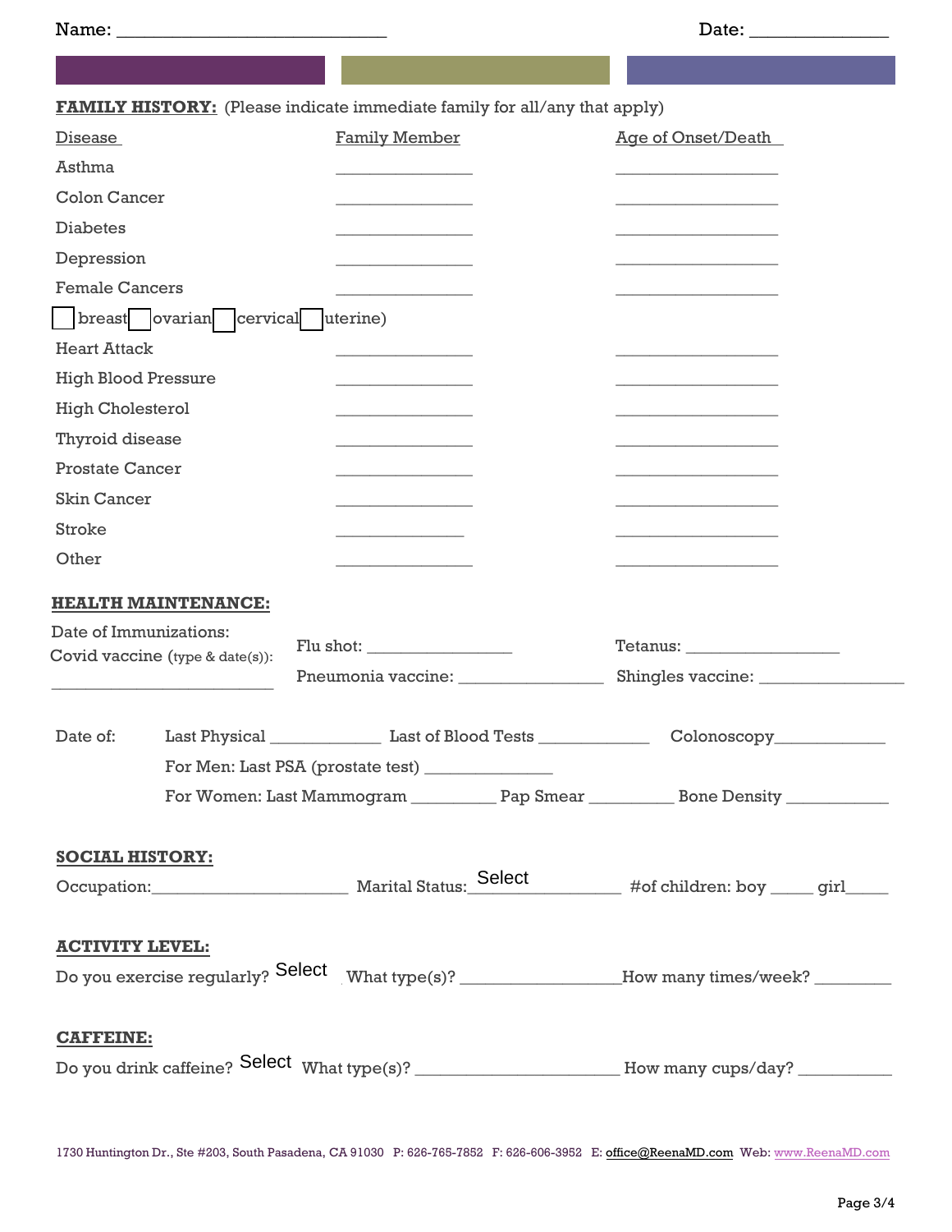Name: ____________________________ Date: ______________

**FAMILY HISTORY:** (Please indicate immediate family for all/any that apply)

| Disease | Family Member | Age of Onset/Death |
|---|---|---|
| Asthma | ______________ | _________________ |
| Colon Cancer | ______________ | _________________ |
| Diabetes | ______________ | _________________ |
| Depression | ______________ | _________________ |
| Female Cancers | ______________ | _________________ |
| ☐ breast ☐ ovarian ☐ cervical ☐ uterine) | | |
| Heart Attack | ______________ | _________________ |
| High Blood Pressure | ______________ | _________________ |
| High Cholesterol | ______________ | _________________ |
| Thyroid disease | ______________ | _________________ |
| Prostate Cancer | ______________ | _________________ |
| Skin Cancer | ______________ | _________________ |
| Stroke | ______________ | _________________ |
| Other | ______________ | _________________ |

**HEALTH MAINTENANCE:**

Date of Immunizations:

Covid vaccine (type & date(s)): ________________________

Flu shot: _______________ Tetanus: ________________

Pneumonia vaccine: _______________ Shingles vaccine: _______________

Date of: Last Physical ____________ Last of Blood Tests ____________ Colonoscopy____________

For Men: Last PSA (prostate test) ______________

For Women: Last Mammogram _________ Pap Smear _________ Bone Density ___________

**SOCIAL HISTORY:**

Occupation:____________________ Marital Status: Select ______________ #of children: boy _____ girl_____

**ACTIVITY LEVEL:**

Do you exercise regularly? Select What type(s)? _________________How many times/week? ________

**CAFFEINE:**

Do you drink caffeine? Select What type(s)? _____________________ How many cups/day? __________

1730 Huntington Dr., Ste #203, South Pasadena, CA 91030 P: 626-765-7852 F: 626-606-3952 E: office@ReenaMD.com Web: www.ReenaMD.com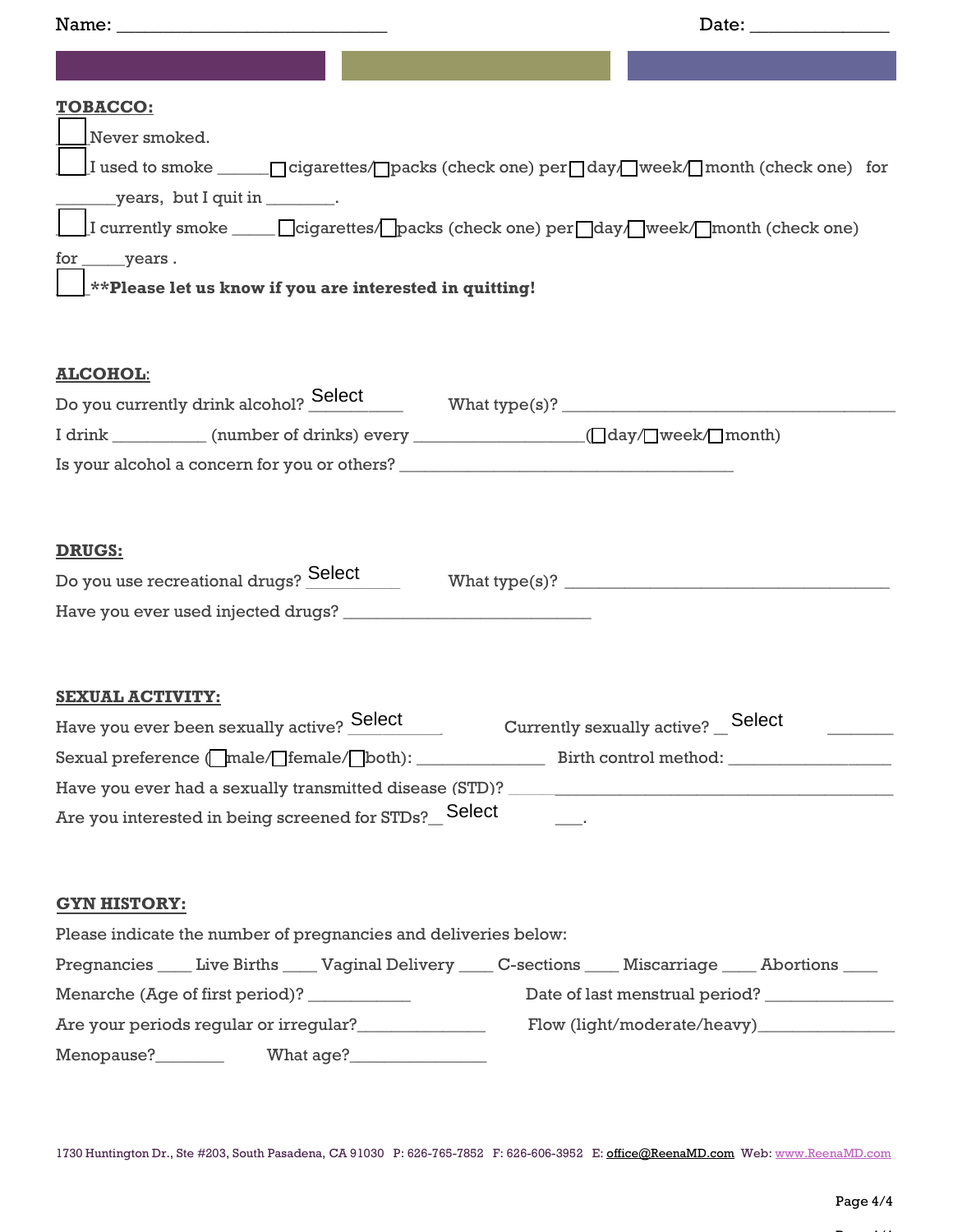Name: ____________________________ Date: ______________

**TOBACCO:**

☐ Never smoked.

☐ I used to smoke ______ ☐ cigarettes/☐ packs (check one) per ☐ day/☐ week/☐ month (check one) for _______years, but I quit in ________.

☐ I currently smoke _____ ☐ cigarettes/☐ packs (check one) per ☐ day/☐ week/☐ month (check one) for _____years .

☐ **\*\*Please let us know if you are interested in quitting!**

**ALCOHOL:**

Do you currently drink alcohol? Select What type(s)? ________________________________________

I drink ___________ (number of drinks) every __________________(☐ day/☐ week/☐ month)

Is your alcohol a concern for you or others? ________________________________________

**DRUGS:**

Do you use recreational drugs? Select What type(s)? ________________________________________

Have you ever used injected drugs? ____________________________

**SEXUAL ACTIVITY:**

Have you ever been sexually active? Select Currently sexually active? Select

Sexual preference (☐ male/☐ female/☐ both): ______________ Birth control method: __________________

Have you ever had a sexually transmitted disease (STD)? ________________________________________

Are you interested in being screened for STDs? Select

**GYN HISTORY:**

Please indicate the number of pregnancies and deliveries below:

Pregnancies ____ Live Births ____ Vaginal Delivery ____ C-sections ____ Miscarriage ____ Abortions ____

Menarche (Age of first period)? ____________ Date of last menstrual period? ______________

Are your periods regular or irregular?______________ Flow (light/moderate/heavy)_______________

Menopause?________ What age?_______________

1730 Huntington Dr., Ste #203, South Pasadena, CA 91030 P: 626-765-7852 F: 626-606-3952 E: office@ReenaMD.com Web: www.ReenaMD.com